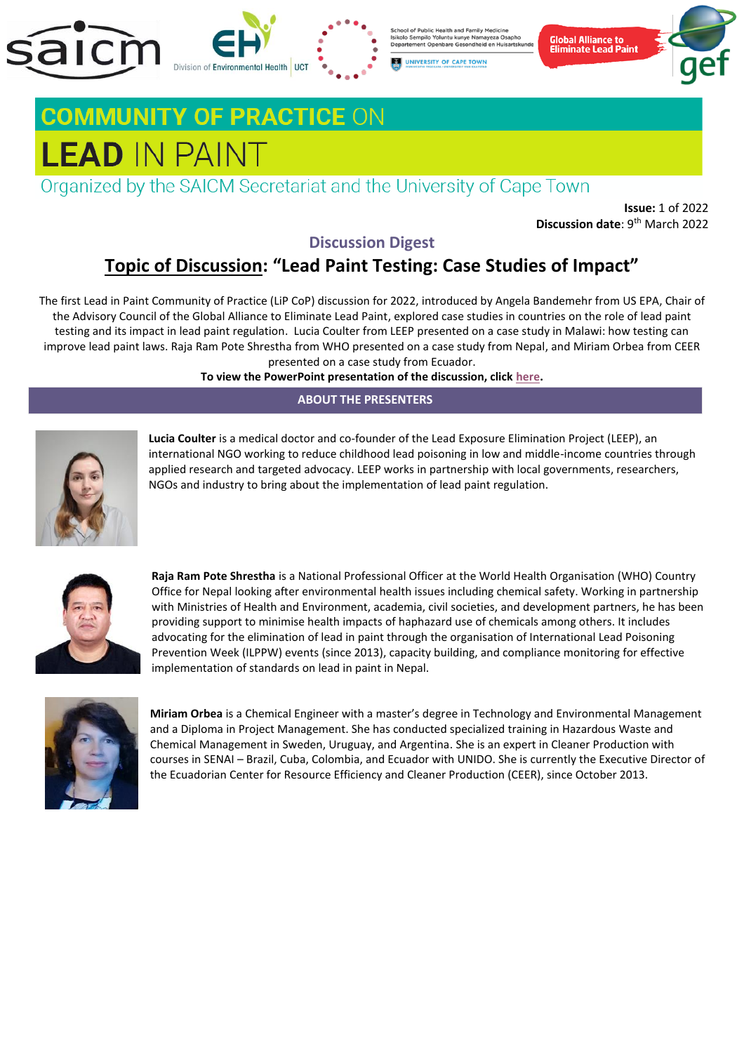# COMMUNITY OF PRACTICE ON

# LEAD IN PAINT

Organized by the SAICM Secretariat and the University of Cape Town

**Issue:** 1 of 2022
**Discussion date**: 9th March 2022

## Discussion Digest

## Topic of Discussion: "Lead Paint Testing: Case Studies of Impact"

The first Lead in Paint Community of Practice (LiP CoP) discussion for 2022, introduced by Angela Bandemehr from US EPA, Chair of the Advisory Council of the Global Alliance to Eliminate Lead Paint, explored case studies in countries on the role of lead paint testing and its impact in lead paint regulation. Lucia Coulter from LEEP presented on a case study in Malawi: how testing can improve lead paint laws. Raja Ram Pote Shrestha from WHO presented on a case study from Nepal, and Miriam Orbea from CEER presented on a case study from Ecuador.

**To view the PowerPoint presentation of the discussion, click here.**

### ABOUT THE PRESENTERS

**Lucia Coulter** is a medical doctor and co-founder of the Lead Exposure Elimination Project (LEEP), an international NGO working to reduce childhood lead poisoning in low and middle-income countries through applied research and targeted advocacy. LEEP works in partnership with local governments, researchers, NGOs and industry to bring about the implementation of lead paint regulation.

**Raja Ram Pote Shrestha** is a National Professional Officer at the World Health Organisation (WHO) Country Office for Nepal looking after environmental health issues including chemical safety. Working in partnership with Ministries of Health and Environment, academia, civil societies, and development partners, he has been providing support to minimise health impacts of haphazard use of chemicals among others. It includes advocating for the elimination of lead in paint through the organisation of International Lead Poisoning Prevention Week (ILPPW) events (since 2013), capacity building, and compliance monitoring for effective implementation of standards on lead in paint in Nepal.

**Miriam Orbea** is a Chemical Engineer with a master's degree in Technology and Environmental Management and a Diploma in Project Management. She has conducted specialized training in Hazardous Waste and Chemical Management in Sweden, Uruguay, and Argentina. She is an expert in Cleaner Production with courses in SENAI – Brazil, Cuba, Colombia, and Ecuador with UNIDO. She is currently the Executive Director of the Ecuadorian Center for Resource Efficiency and Cleaner Production (CEER), since October 2013.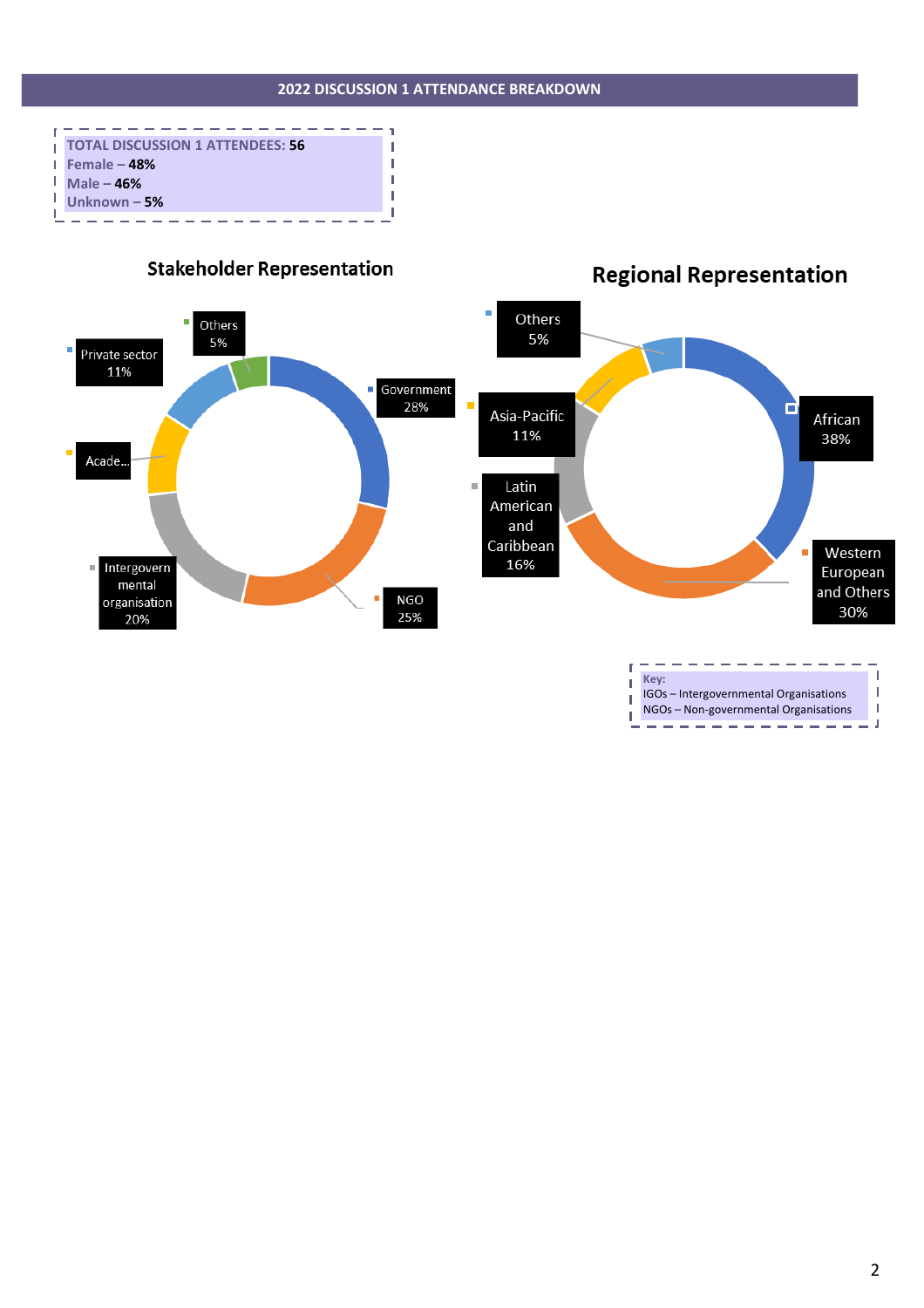## 2022 DISCUSSION 1 ATTENDANCE BREAKDOWN

**TOTAL DISCUSSION 1 ATTENDEES: 56**
Female – **48%**
Male – **46%**
Unknown – **5%**

### Stakeholder Representation

- Government 28%
- NGO 25%
- Intergovernmental organisation 20%
- Acade...
- Private sector 11%
- Others 5%

### Regional Representation

- African 38%
- Western European and Others 30%
- Latin American and Caribbean 16%
- Asia-Pacific 11%
- Others 5%

**Key:**
IGOs – Intergovernmental Organisations
NGOs – Non-governmental Organisations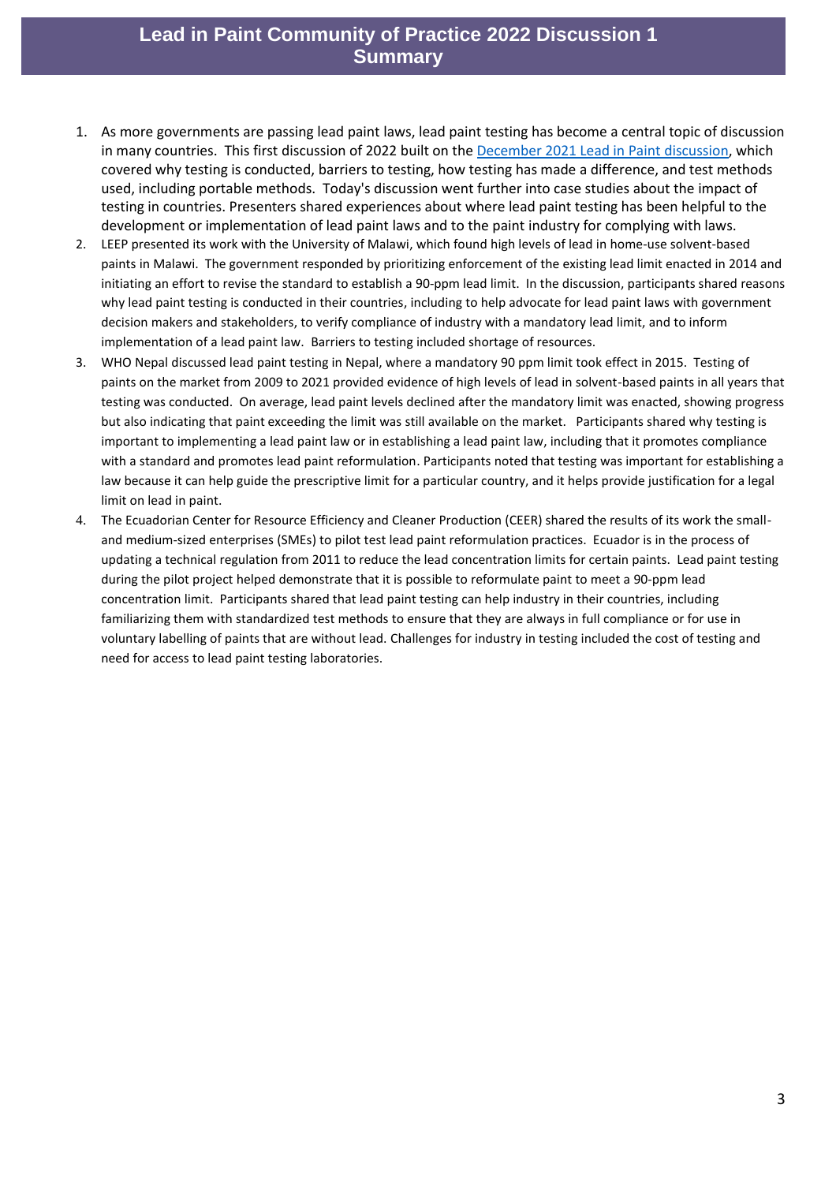# Lead in Paint Community of Practice 2022 Discussion 1 Summary

1. As more governments are passing lead paint laws, lead paint testing has become a central topic of discussion in many countries. This first discussion of 2022 built on the [December 2021 Lead in Paint discussion](), which covered why testing is conducted, barriers to testing, how testing has made a difference, and test methods used, including portable methods. Today's discussion went further into case studies about the impact of testing in countries. Presenters shared experiences about where lead paint testing has been helpful to the development or implementation of lead paint laws and to the paint industry for complying with laws.
2. LEEP presented its work with the University of Malawi, which found high levels of lead in home-use solvent-based paints in Malawi. The government responded by prioritizing enforcement of the existing lead limit enacted in 2014 and initiating an effort to revise the standard to establish a 90-ppm lead limit. In the discussion, participants shared reasons why lead paint testing is conducted in their countries, including to help advocate for lead paint laws with government decision makers and stakeholders, to verify compliance of industry with a mandatory lead limit, and to inform implementation of a lead paint law. Barriers to testing included shortage of resources.
3. WHO Nepal discussed lead paint testing in Nepal, where a mandatory 90 ppm limit took effect in 2015. Testing of paints on the market from 2009 to 2021 provided evidence of high levels of lead in solvent-based paints in all years that testing was conducted. On average, lead paint levels declined after the mandatory limit was enacted, showing progress but also indicating that paint exceeding the limit was still available on the market. Participants shared why testing is important to implementing a lead paint law or in establishing a lead paint law, including that it promotes compliance with a standard and promotes lead paint reformulation. Participants noted that testing was important for establishing a law because it can help guide the prescriptive limit for a particular country, and it helps provide justification for a legal limit on lead in paint.
4. The Ecuadorian Center for Resource Efficiency and Cleaner Production (CEER) shared the results of its work the small- and medium-sized enterprises (SMEs) to pilot test lead paint reformulation practices. Ecuador is in the process of updating a technical regulation from 2011 to reduce the lead concentration limits for certain paints. Lead paint testing during the pilot project helped demonstrate that it is possible to reformulate paint to meet a 90-ppm lead concentration limit. Participants shared that lead paint testing can help industry in their countries, including familiarizing them with standardized test methods to ensure that they are always in full compliance or for use in voluntary labelling of paints that are without lead. Challenges for industry in testing included the cost of testing and need for access to lead paint testing laboratories.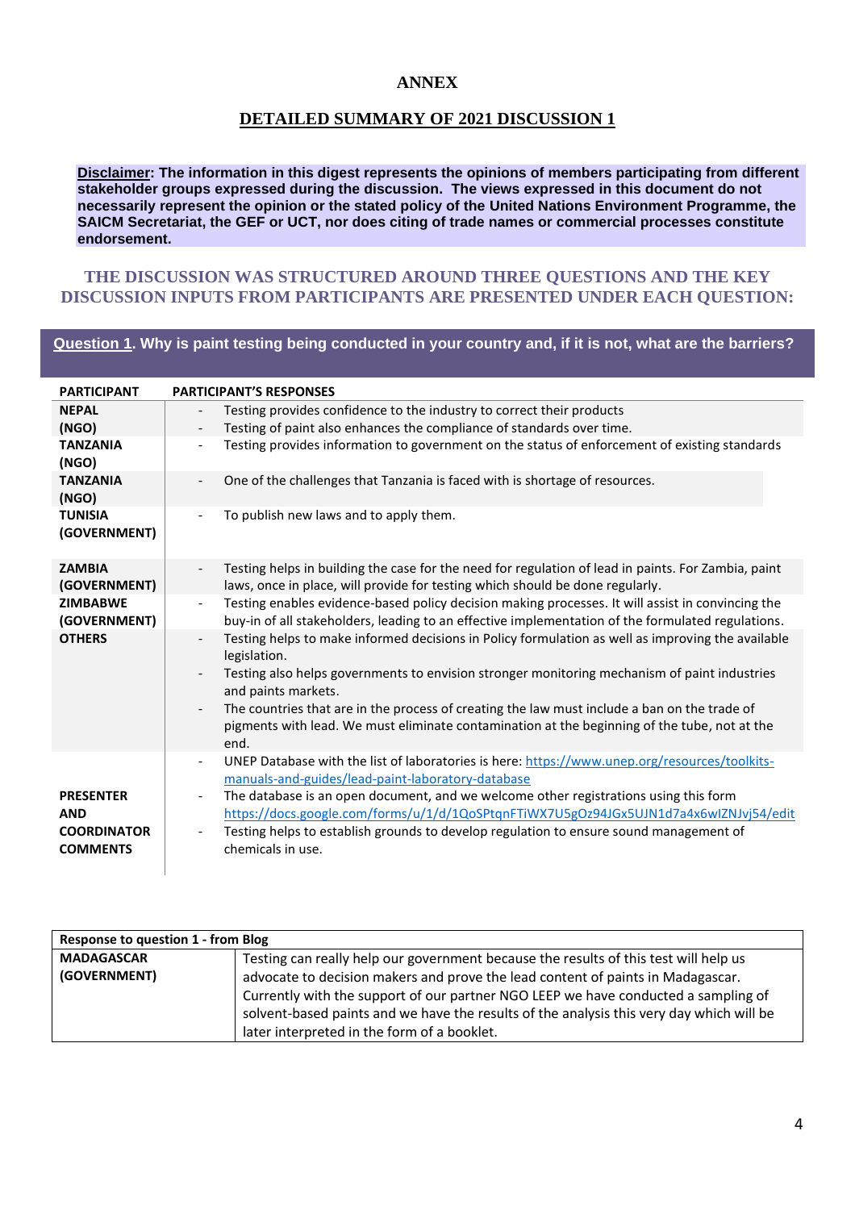# ANNEX

## DETAILED SUMMARY OF 2021 DISCUSSION 1

**Disclaimer: The information in this digest represents the opinions of members participating from different stakeholder groups expressed during the discussion. The views expressed in this document do not necessarily represent the opinion or the stated policy of the United Nations Environment Programme, the SAICM Secretariat, the GEF or UCT, nor does citing of trade names or commercial processes constitute endorsement.**

### THE DISCUSSION WAS STRUCTURED AROUND THREE QUESTIONS AND THE KEY DISCUSSION INPUTS FROM PARTICIPANTS ARE PRESENTED UNDER EACH QUESTION:

**Question 1. Why is paint testing being conducted in your country and, if it is not, what are the barriers?**

| PARTICIPANT | PARTICIPANT'S RESPONSES |
|---|---|
| **NEPAL (NGO)** | - Testing provides confidence to the industry to correct their products<br>- Testing of paint also enhances the compliance of standards over time. |
| **TANZANIA (NGO)** | - Testing provides information to government on the status of enforcement of existing standards |
| **TANZANIA (NGO)** | - One of the challenges that Tanzania is faced with is shortage of resources. |
| **TUNISIA (GOVERNMENT)** | - To publish new laws and to apply them. |
| **ZAMBIA (GOVERNMENT)** | - Testing helps in building the case for the need for regulation of lead in paints. For Zambia, paint laws, once in place, will provide for testing which should be done regularly. |
| **ZIMBABWE (GOVERNMENT)** | - Testing enables evidence-based policy decision making processes. It will assist in convincing the buy-in of all stakeholders, leading to an effective implementation of the formulated regulations. |
| **OTHERS** | - Testing helps to make informed decisions in Policy formulation as well as improving the available legislation.<br>- Testing also helps governments to envision stronger monitoring mechanism of paint industries and paints markets.<br>- The countries that are in the process of creating the law must include a ban on the trade of pigments with lead. We must eliminate contamination at the beginning of the tube, not at the end. |
| **PRESENTER AND COORDINATOR COMMENTS** | - UNEP Database with the list of laboratories is here: https://www.unep.org/resources/toolkits-manuals-and-guides/lead-paint-laboratory-database<br>- The database is an open document, and we welcome other registrations using this form https://docs.google.com/forms/u/1/d/1QoSPtqnFTiWX7U5gOz94JGx5UJN1d7a4x6wIZNJvj54/edit<br>- Testing helps to establish grounds to develop regulation to ensure sound management of chemicals in use. |

| Response to question 1 - from Blog | |
|---|---|
| **MADAGASCAR (GOVERNMENT)** | Testing can really help our government because the results of this test will help us advocate to decision makers and prove the lead content of paints in Madagascar. Currently with the support of our partner NGO LEEP we have conducted a sampling of solvent-based paints and we have the results of the analysis this very day which will be later interpreted in the form of a booklet. |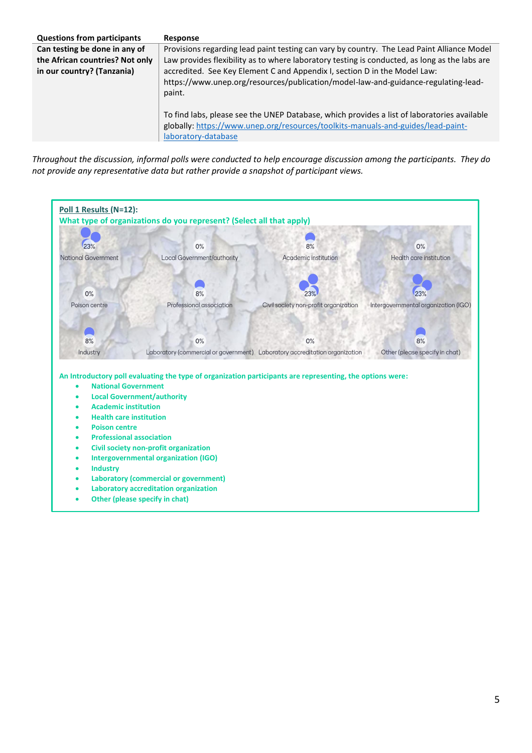| Questions from participants | Response |
|---|---|
| **Can testing be done in any of the African countries? Not only in our country? (Tanzania)** | Provisions regarding lead paint testing can vary by country. The Lead Paint Alliance Model Law provides flexibility as to where laboratory testing is conducted, as long as the labs are accredited. See Key Element C and Appendix I, section D in the Model Law: https://www.unep.org/resources/publication/model-law-and-guidance-regulating-lead-paint.<br><br>To find labs, please see the UNEP Database, which provides a list of laboratories available globally: https://www.unep.org/resources/toolkits-manuals-and-guides/lead-paint-laboratory-database |

*Throughout the discussion, informal polls were conducted to help encourage discussion among the participants. They do not provide any representative data but rather provide a snapshot of participant views.*

**Poll 1 Results (N=12):**

**What type of organizations do you represent? (Select all that apply)**

| Option | Result |
|---|---|
| National Government | 23% |
| Local Government/authority | 0% |
| Academic institution | 8% |
| Health care institution | 0% |
| Poison centre | 0% |
| Professional association | 8% |
| Civil society non-profit organization | 23% |
| Intergovernmental organization (IGO) | 23% |
| Industry | 8% |
| Laboratory (commercial or government) | 0% |
| Laboratory accreditation organization | 0% |
| Other (please specify in chat) | 8% |

**An Introductory poll evaluating the type of organization participants are representing, the options were:**

- **National Government**
- **Local Government/authority**
- **Academic institution**
- **Health care institution**
- **Poison centre**
- **Professional association**
- **Civil society non-profit organization**
- **Intergovernmental organization (IGO)**
- **Industry**
- **Laboratory (commercial or government)**
- **Laboratory accreditation organization**
- **Other (please specify in chat)**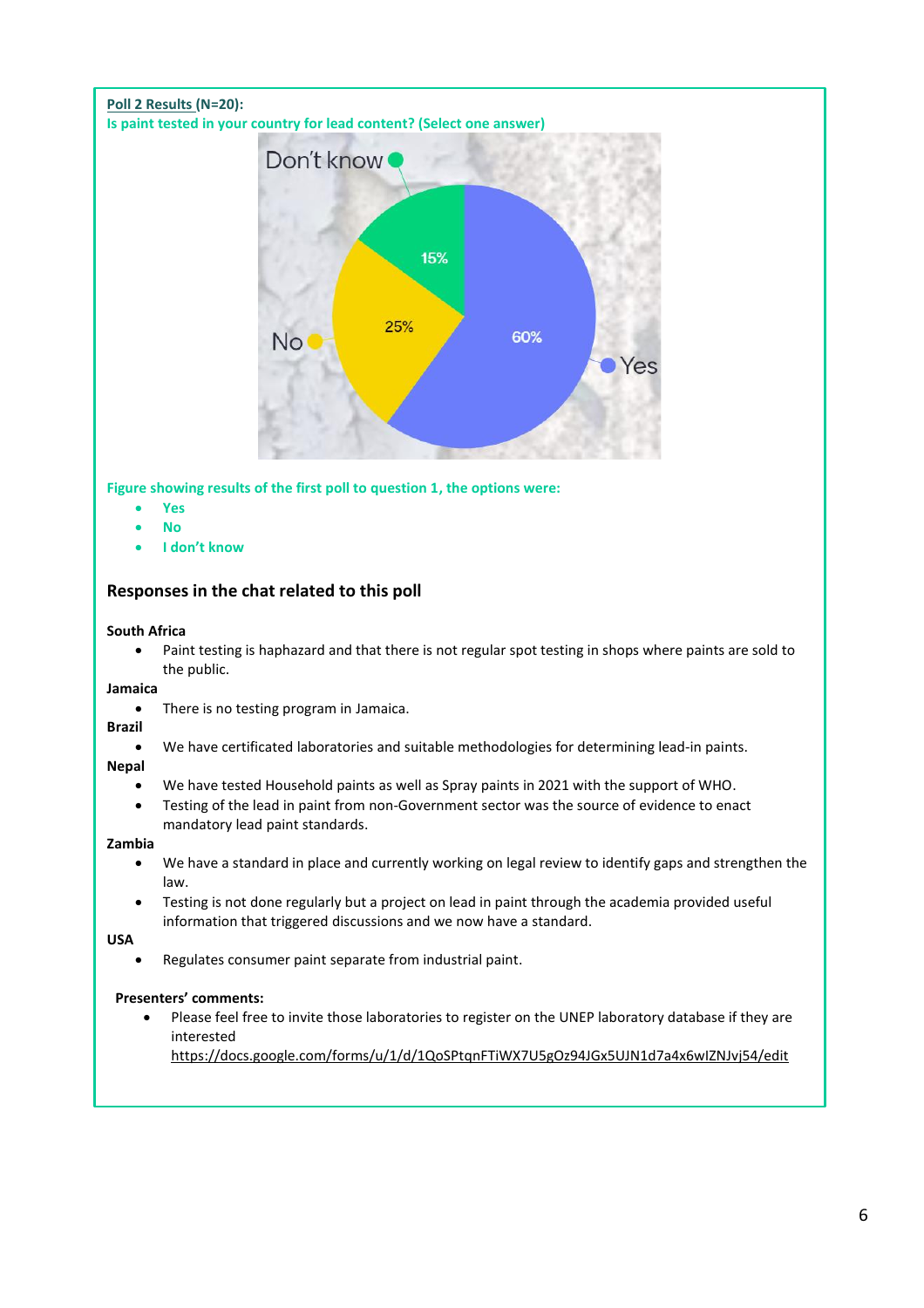**Poll 2 Results (N=20):**

**Is paint tested in your country for lead content? (Select one answer)**

**Figure showing results of the first poll to question 1, the options were:**

- **Yes**
- **No**
- **I don't know**

### Responses in the chat related to this poll

**South Africa**

- Paint testing is haphazard and that there is not regular spot testing in shops where paints are sold to the public.

**Jamaica**

- There is no testing program in Jamaica.

**Brazil**

- We have certificated laboratories and suitable methodologies for determining lead-in paints.

**Nepal**

- We have tested Household paints as well as Spray paints in 2021 with the support of WHO.
- Testing of the lead in paint from non-Government sector was the source of evidence to enact mandatory lead paint standards.

**Zambia**

- We have a standard in place and currently working on legal review to identify gaps and strengthen the law.
- Testing is not done regularly but a project on lead in paint through the academia provided useful information that triggered discussions and we now have a standard.

**USA**

- Regulates consumer paint separate from industrial paint.

**Presenters' comments:**

- Please feel free to invite those laboratories to register on the UNEP laboratory database if they are interested https://docs.google.com/forms/u/1/d/1QoSPtqnFTiWX7U5gOz94JGx5UJN1d7a4x6wIZNJvj54/edit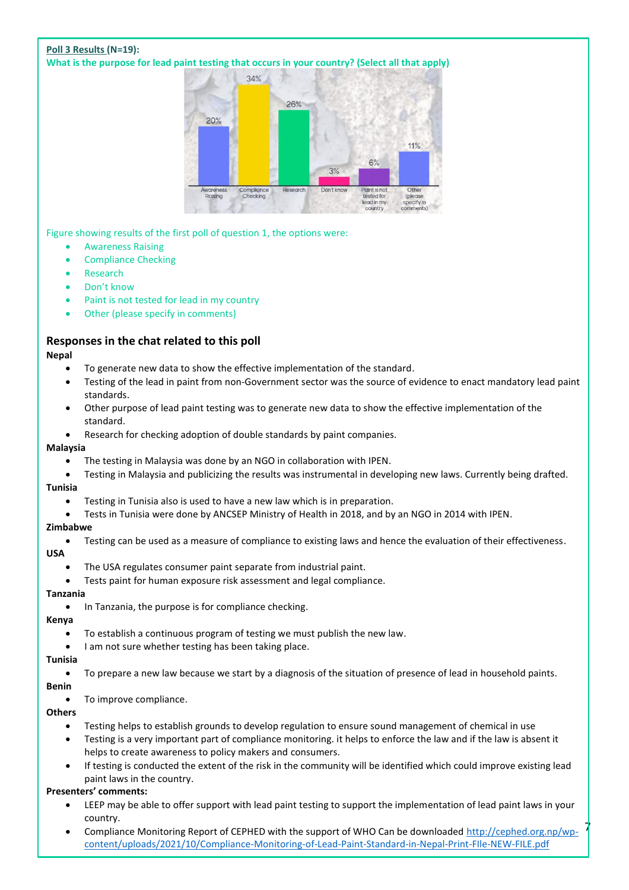**Poll 3 Results (N=19):**

**What is the purpose for lead paint testing that occurs in your country? (Select all that apply)**

Figure showing results of the first poll of question 1, the options were:

- Awareness Raising
- Compliance Checking
- Research
- Don't know
- Paint is not tested for lead in my country
- Other (please specify in comments)

## Responses in the chat related to this poll

**Nepal**

- To generate new data to show the effective implementation of the standard.
- Testing of the lead in paint from non-Government sector was the source of evidence to enact mandatory lead paint standards.
- Other purpose of lead paint testing was to generate new data to show the effective implementation of the standard.
- Research for checking adoption of double standards by paint companies.

**Malaysia**

- The testing in Malaysia was done by an NGO in collaboration with IPEN.
- Testing in Malaysia and publicizing the results was instrumental in developing new laws. Currently being drafted.

**Tunisia**

- Testing in Tunisia also is used to have a new law which is in preparation.
- Tests in Tunisia were done by ANCSEP Ministry of Health in 2018, and by an NGO in 2014 with IPEN.

**Zimbabwe**

- Testing can be used as a measure of compliance to existing laws and hence the evaluation of their effectiveness.

**USA**

- The USA regulates consumer paint separate from industrial paint.
- Tests paint for human exposure risk assessment and legal compliance.

**Tanzania**

- In Tanzania, the purpose is for compliance checking.

**Kenya**

- To establish a continuous program of testing we must publish the new law.
- I am not sure whether testing has been taking place.

**Tunisia**

- To prepare a new law because we start by a diagnosis of the situation of presence of lead in household paints.

**Benin**

- To improve compliance.

**Others**

- Testing helps to establish grounds to develop regulation to ensure sound management of chemical in use
- Testing is a very important part of compliance monitoring. it helps to enforce the law and if the law is absent it helps to create awareness to policy makers and consumers.
- If testing is conducted the extent of the risk in the community will be identified which could improve existing lead paint laws in the country.

**Presenters' comments:**

- LEEP may be able to offer support with lead paint testing to support the implementation of lead paint laws in your country.
- Compliance Monitoring Report of CEPHED with the support of WHO Can be downloaded http://cephed.org.np/wp-content/uploads/2021/10/Compliance-Monitoring-of-Lead-Paint-Standard-in-Nepal-Print-FIle-NEW-FILE.pdf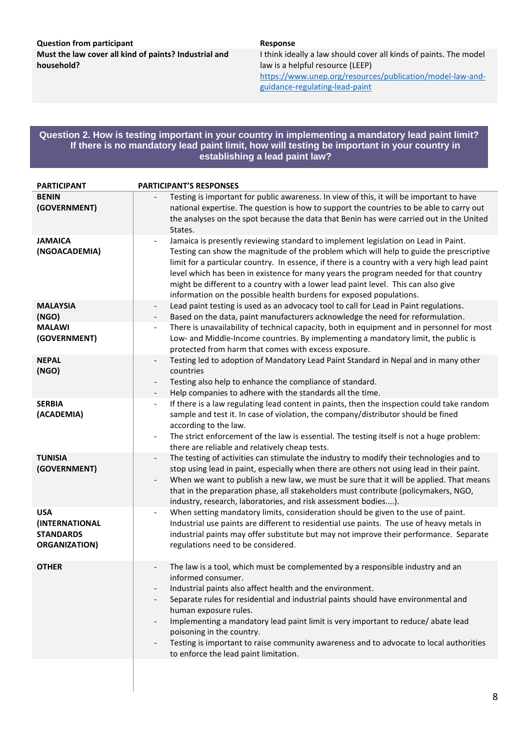| Question from participant | Response |
|---|---|
| **Must the law cover all kind of paints? Industrial and household?** | I think ideally a law should cover all kinds of paints. The model law is a helpful resource (LEEP) [https://www.unep.org/resources/publication/model-law-and-guidance-regulating-lead-paint](https://www.unep.org/resources/publication/model-law-and-guidance-regulating-lead-paint) |

## Question 2. How is testing important in your country in implementing a mandatory lead paint limit? If there is no mandatory lead paint limit, how will testing be important in your country in establishing a lead paint law?

| PARTICIPANT | PARTICIPANT'S RESPONSES |
|---|---|
| **BENIN (GOVERNMENT)** | - Testing is important for public awareness. In view of this, it will be important to have national expertise. The question is how to support the countries to be able to carry out the analyses on the spot because the data that Benin has were carried out in the United States. |
| **JAMAICA (NGOACADEMIA)** | - Jamaica is presently reviewing standard to implement legislation on Lead in Paint. Testing can show the magnitude of the problem which will help to guide the prescriptive limit for a particular country. In essence, if there is a country with a very high lead paint level which has been in existence for many years the program needed for that country might be different to a country with a lower lead paint level. This can also give information on the possible health burdens for exposed populations. |
| **MALAYSIA (NGO)** | - Lead paint testing is used as an advocacy tool to call for Lead in Paint regulations.<br>- Based on the data, paint manufacturers acknowledge the need for reformulation. |
| **MALAWI (GOVERNMENT)** | - There is unavailability of technical capacity, both in equipment and in personnel for most Low- and Middle-Income countries. By implementing a mandatory limit, the public is protected from harm that comes with excess exposure. |
| **NEPAL (NGO)** | - Testing led to adoption of Mandatory Lead Paint Standard in Nepal and in many other countries<br>- Testing also help to enhance the compliance of standard.<br>- Help companies to adhere with the standards all the time. |
| **SERBIA (ACADEMIA)** | - If there is a law regulating lead content in paints, then the inspection could take random sample and test it. In case of violation, the company/distributor should be fined according to the law.<br>- The strict enforcement of the law is essential. The testing itself is not a huge problem: there are reliable and relatively cheap tests. |
| **TUNISIA (GOVERNMENT)** | - The testing of activities can stimulate the industry to modify their technologies and to stop using lead in paint, especially when there are others not using lead in their paint.<br>- When we want to publish a new law, we must be sure that it will be applied. That means that in the preparation phase, all stakeholders must contribute (policymakers, NGO, industry, research, laboratories, and risk assessment bodies....). |
| **USA (INTERNATIONAL STANDARDS ORGANIZATION)** | - When setting mandatory limits, consideration should be given to the use of paint. Industrial use paints are different to residential use paints. The use of heavy metals in industrial paints may offer substitute but may not improve their performance. Separate regulations need to be considered. |
| **OTHER** | - The law is a tool, which must be complemented by a responsible industry and an informed consumer.<br>- Industrial paints also affect health and the environment.<br>- Separate rules for residential and industrial paints should have environmental and human exposure rules.<br>- Implementing a mandatory lead paint limit is very important to reduce/ abate lead poisoning in the country.<br>- Testing is important to raise community awareness and to advocate to local authorities to enforce the lead paint limitation. |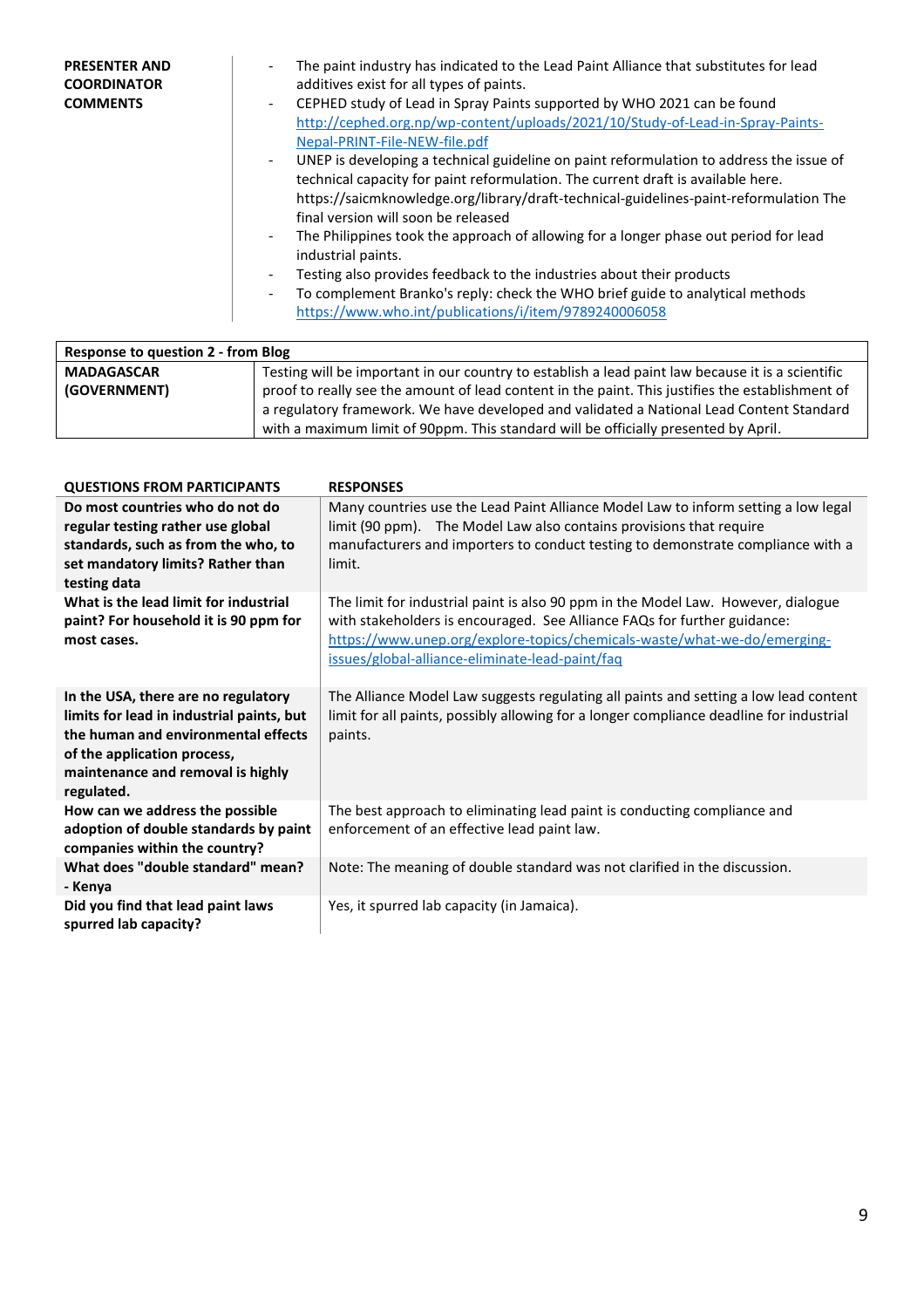| PRESENTER AND COORDINATOR COMMENTS | |
|---|---|
| | - The paint industry has indicated to the Lead Paint Alliance that substitutes for lead additives exist for all types of paints.<br>- CEPHED study of Lead in Spray Paints supported by WHO 2021 can be found http://cephed.org.np/wp-content/uploads/2021/10/Study-of-Lead-in-Spray-Paints-Nepal-PRINT-File-NEW-file.pdf<br>- UNEP is developing a technical guideline on paint reformulation to address the issue of technical capacity for paint reformulation. The current draft is available here. https://saicmknowledge.org/library/draft-technical-guidelines-paint-reformulation The final version will soon be released<br>- The Philippines took the approach of allowing for a longer phase out period for lead industrial paints.<br>- Testing also provides feedback to the industries about their products<br>- To complement Branko's reply: check the WHO brief guide to analytical methods https://www.who.int/publications/i/item/9789240006058 |

| Response to question 2 - from Blog | |
|---|---|
| **MADAGASCAR (GOVERNMENT)** | Testing will be important in our country to establish a lead paint law because it is a scientific proof to really see the amount of lead content in the paint. This justifies the establishment of a regulatory framework. We have developed and validated a National Lead Content Standard with a maximum limit of 90ppm. This standard will be officially presented by April. |

| QUESTIONS FROM PARTICIPANTS | RESPONSES |
|---|---|
| **Do most countries who do not do regular testing rather use global standards, such as from the who, to set mandatory limits? Rather than testing data** | Many countries use the Lead Paint Alliance Model Law to inform setting a low legal limit (90 ppm). The Model Law also contains provisions that require manufacturers and importers to conduct testing to demonstrate compliance with a limit. |
| **What is the lead limit for industrial paint? For household it is 90 ppm for most cases.** | The limit for industrial paint is also 90 ppm in the Model Law. However, dialogue with stakeholders is encouraged. See Alliance FAQs for further guidance: https://www.unep.org/explore-topics/chemicals-waste/what-we-do/emerging-issues/global-alliance-eliminate-lead-paint/faq |
| **In the USA, there are no regulatory limits for lead in industrial paints, but the human and environmental effects of the application process, maintenance and removal is highly regulated.** | The Alliance Model Law suggests regulating all paints and setting a low lead content limit for all paints, possibly allowing for a longer compliance deadline for industrial paints. |
| **How can we address the possible adoption of double standards by paint companies within the country?** | The best approach to eliminating lead paint is conducting compliance and enforcement of an effective lead paint law. |
| **What does "double standard" mean? - Kenya** | Note: The meaning of double standard was not clarified in the discussion. |
| **Did you find that lead paint laws spurred lab capacity?** | Yes, it spurred lab capacity (in Jamaica). |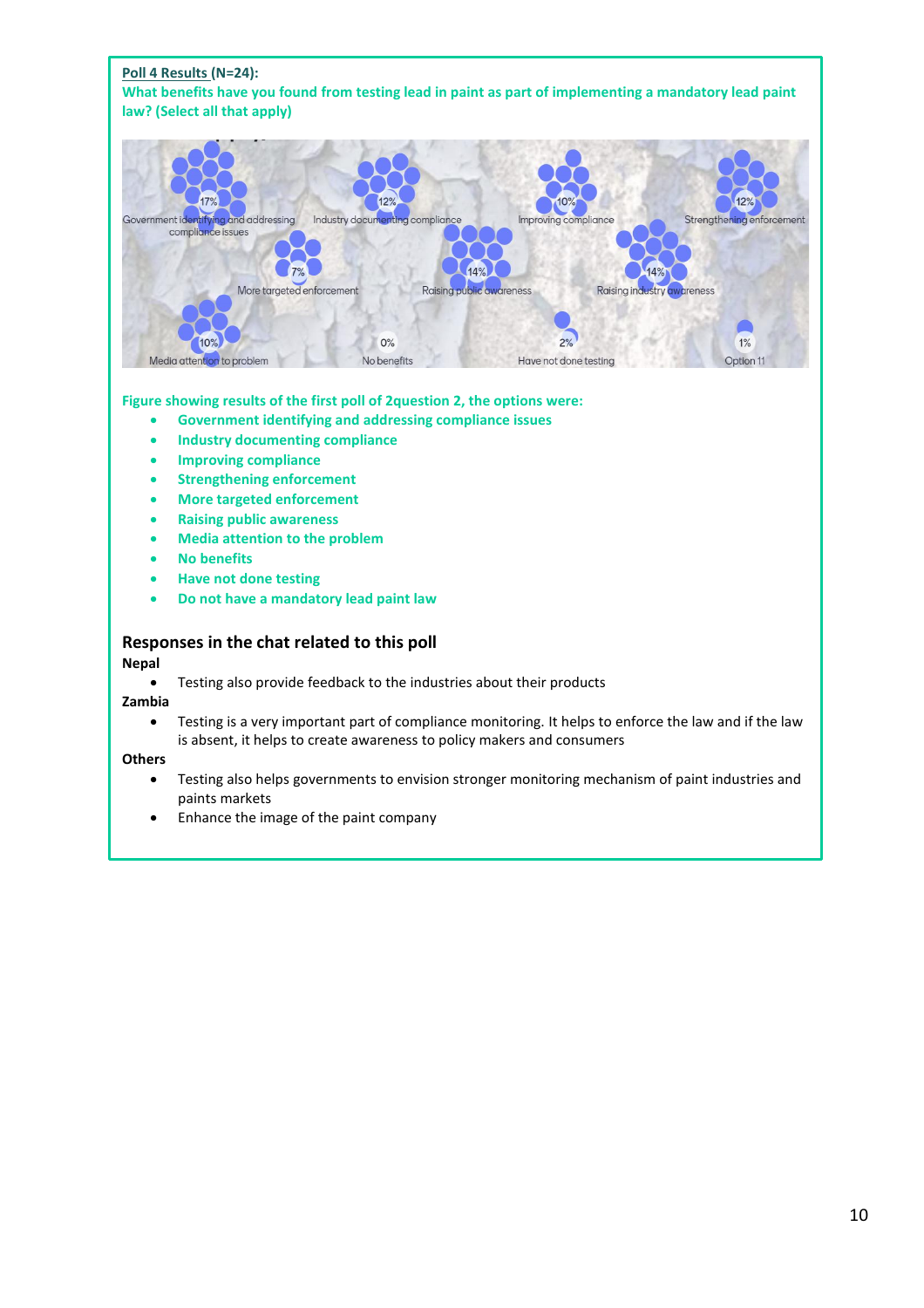**Poll 4 Results (N=24):**
**What benefits have you found from testing lead in paint as part of implementing a mandatory lead paint law? (Select all that apply)**

17% Government identifying and addressing compliance issues
12% Industry documenting compliance
10% Improving compliance
12% Strengthening enforcement
7% More targeted enforcement
14% Raising public awareness
14% Raising industry awareness
10% Media attention to problem
0% No benefits
2% Have not done testing
1% Option 11

**Figure showing results of the first poll of 2question 2, the options were:**

- **Government identifying and addressing compliance issues**
- **Industry documenting compliance**
- **Improving compliance**
- **Strengthening enforcement**
- **More targeted enforcement**
- **Raising public awareness**
- **Media attention to the problem**
- **No benefits**
- **Have not done testing**
- **Do not have a mandatory lead paint law**

## Responses in the chat related to this poll

**Nepal**

- Testing also provide feedback to the industries about their products

**Zambia**

- Testing is a very important part of compliance monitoring. It helps to enforce the law and if the law is absent, it helps to create awareness to policy makers and consumers

**Others**

- Testing also helps governments to envision stronger monitoring mechanism of paint industries and paints markets
- Enhance the image of the paint company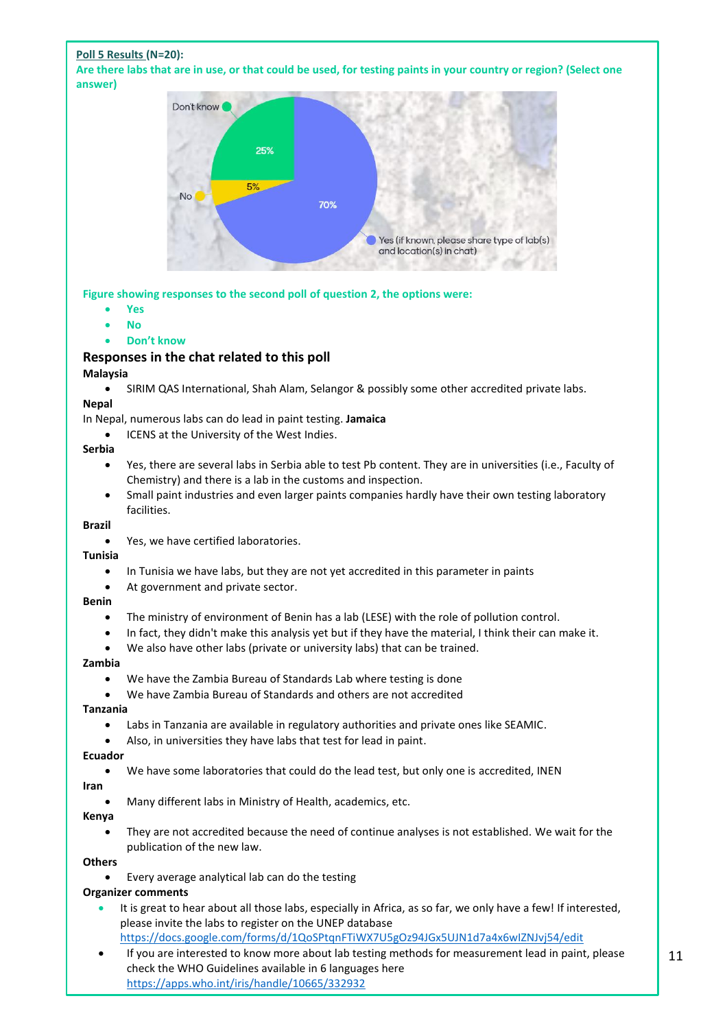**Poll 5 Results (N=20):**

**Are there labs that are in use, or that could be used, for testing paints in your country or region? (Select one answer)**

**Figure showing responses to the second poll of question 2, the options were:**

- **Yes**
- **No**
- **Don't know**

### Responses in the chat related to this poll

**Malaysia**

- SIRIM QAS International, Shah Alam, Selangor & possibly some other accredited private labs.

**Nepal**

In Nepal, numerous labs can do lead in paint testing. **Jamaica**

- ICENS at the University of the West Indies.

**Serbia**

- Yes, there are several labs in Serbia able to test Pb content. They are in universities (i.e., Faculty of Chemistry) and there is a lab in the customs and inspection.
- Small paint industries and even larger paints companies hardly have their own testing laboratory facilities.

**Brazil**

- Yes, we have certified laboratories.

**Tunisia**

- In Tunisia we have labs, but they are not yet accredited in this parameter in paints
- At government and private sector.

**Benin**

- The ministry of environment of Benin has a lab (LESE) with the role of pollution control.
- In fact, they didn't make this analysis yet but if they have the material, I think their can make it.
- We also have other labs (private or university labs) that can be trained.

**Zambia**

- We have the Zambia Bureau of Standards Lab where testing is done
- We have Zambia Bureau of Standards and others are not accredited

**Tanzania**

- Labs in Tanzania are available in regulatory authorities and private ones like SEAMIC.
- Also, in universities they have labs that test for lead in paint.

**Ecuador**

- We have some laboratories that could do the lead test, but only one is accredited, INEN

**Iran**

- Many different labs in Ministry of Health, academics, etc.

**Kenya**

- They are not accredited because the need of continue analyses is not established. We wait for the publication of the new law.

**Others**

- Every average analytical lab can do the testing

**Organizer comments**

- It is great to hear about all those labs, especially in Africa, as so far, we only have a few! If interested, please invite the labs to register on the UNEP database https://docs.google.com/forms/d/1QoSPtqnFTiWX7U5gOz94JGx5UJN1d7a4x6wIZNJvj54/edit
- If you are interested to know more about lab testing methods for measurement lead in paint, please check the WHO Guidelines available in 6 languages here https://apps.who.int/iris/handle/10665/332932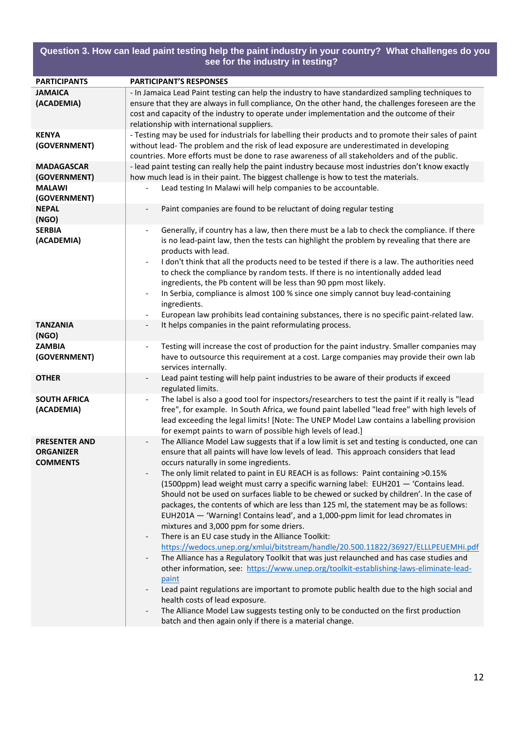## Question 3. How can lead paint testing help the paint industry in your country? What challenges do you see for the industry in testing?

| PARTICIPANTS | PARTICIPANT'S RESPONSES |
|---|---|
| **JAMAICA (ACADEMIA)** | - In Jamaica Lead Paint testing can help the industry to have standardized sampling techniques to ensure that they are always in full compliance, On the other hand, the challenges foreseen are the cost and capacity of the industry to operate under implementation and the outcome of their relationship with international suppliers. |
| **KENYA (GOVERNMENT)** | - Testing may be used for industrials for labelling their products and to promote their sales of paint without lead- The problem and the risk of lead exposure are underestimated in developing countries. More efforts must be done to rase awareness of all stakeholders and of the public. |
| **MADAGASCAR (GOVERNMENT)** | - lead paint testing can really help the paint industry because most industries don't know exactly how much lead is in their paint. The biggest challenge is how to test the materials. |
| **MALAWI (GOVERNMENT)** | - Lead testing In Malawi will help companies to be accountable. |
| **NEPAL (NGO)** | - Paint companies are found to be reluctant of doing regular testing |
| **SERBIA (ACADEMIA)** | - Generally, if country has a law, then there must be a lab to check the compliance. If there is no lead-paint law, then the tests can highlight the problem by revealing that there are products with lead.<br>- I don't think that all the products need to be tested if there is a law. The authorities need to check the compliance by random tests. If there is no intentionally added lead ingredients, the Pb content will be less than 90 ppm most likely.<br>- In Serbia, compliance is almost 100 % since one simply cannot buy lead-containing ingredients.<br>- European law prohibits lead containing substances, there is no specific paint-related law. |
| **TANZANIA (NGO)** | - It helps companies in the paint reformulating process. |
| **ZAMBIA (GOVERNMENT)** | - Testing will increase the cost of production for the paint industry. Smaller companies may have to outsource this requirement at a cost. Large companies may provide their own lab services internally. |
| **OTHER** | - Lead paint testing will help paint industries to be aware of their products if exceed regulated limits. |
| **SOUTH AFRICA (ACADEMIA)** | - The label is also a good tool for inspectors/researchers to test the paint if it really is "lead free", for example. In South Africa, we found paint labelled "lead free" with high levels of lead exceeding the legal limits! [Note: The UNEP Model Law contains a labelling provision for exempt paints to warn of possible high levels of lead.] |
| **PRESENTER AND ORGANIZER COMMENTS** | - The Alliance Model Law suggests that if a low limit is set and testing is conducted, one can ensure that all paints will have low levels of lead. This approach considers that lead occurs naturally in some ingredients.<br>- The only limit related to paint in EU REACH is as follows: Paint containing >0.15% (1500ppm) lead weight must carry a specific warning label: EUH201 — 'Contains lead. Should not be used on surfaces liable to be chewed or sucked by children'. In the case of packages, the contents of which are less than 125 ml, the statement may be as follows: EUH201A — 'Warning! Contains lead', and a 1,000-ppm limit for lead chromates in mixtures and 3,000 ppm for some driers.<br>- There is an EU case study in the Alliance Toolkit: https://wedocs.unep.org/xmlui/bitstream/handle/20.500.11822/36927/ELLLPEUEMHi.pdf<br>- The Alliance has a Regulatory Toolkit that was just relaunched and has case studies and other information, see: https://www.unep.org/toolkit-establishing-laws-eliminate-lead-paint<br>- Lead paint regulations are important to promote public health due to the high social and health costs of lead exposure.<br>- The Alliance Model Law suggests testing only to be conducted on the first production batch and then again only if there is a material change. |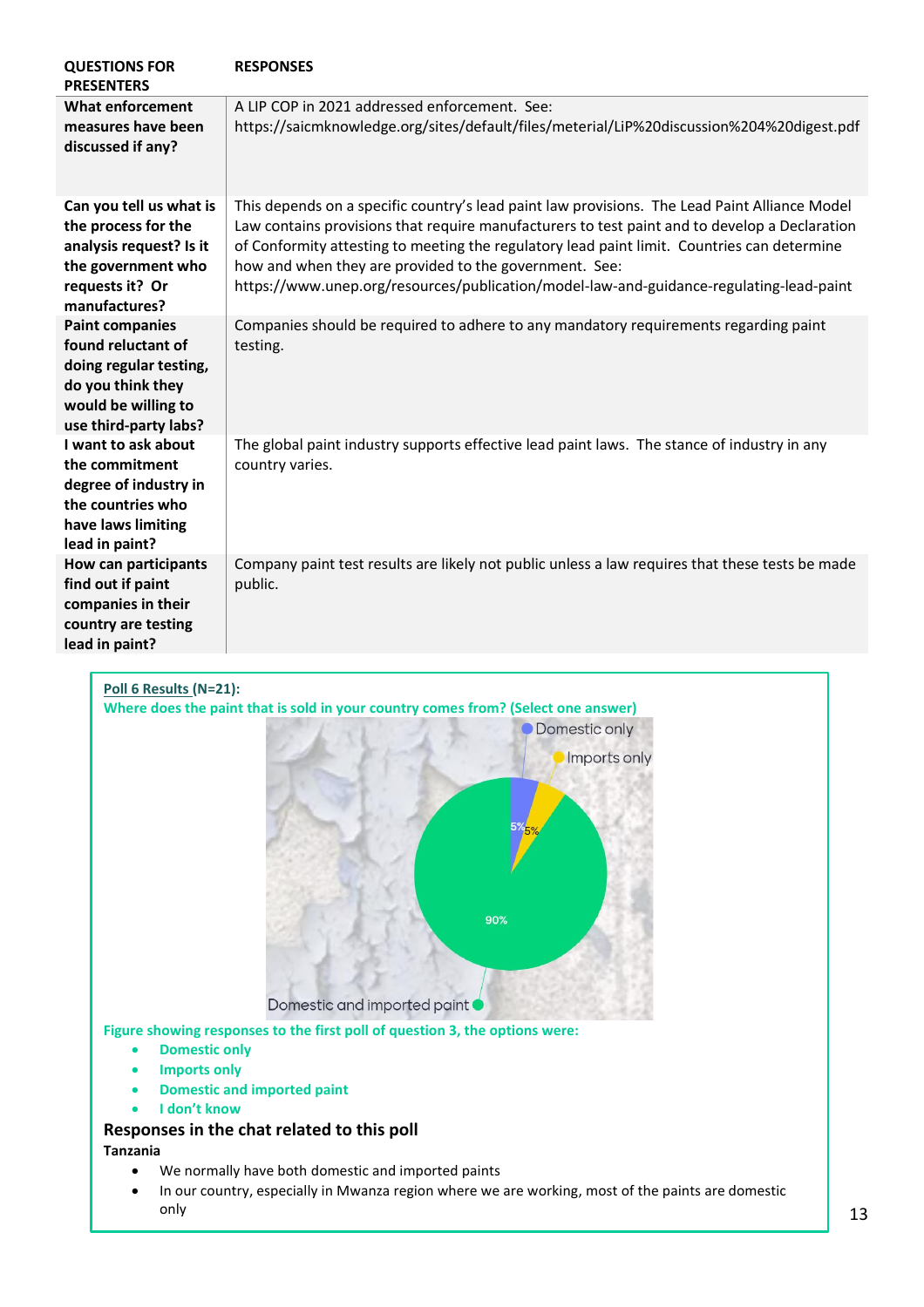| QUESTIONS FOR PRESENTERS | RESPONSES |
|---|---|
| **What enforcement measures have been discussed if any?** | A LIP COP in 2021 addressed enforcement. See: https://saicmknowledge.org/sites/default/files/meterial/LiP%20discussion%204%20digest.pdf |
| **Can you tell us what is the process for the analysis request? Is it the government who requests it? Or manufactures?** | This depends on a specific country's lead paint law provisions. The Lead Paint Alliance Model Law contains provisions that require manufacturers to test paint and to develop a Declaration of Conformity attesting to meeting the regulatory lead paint limit. Countries can determine how and when they are provided to the government. See: https://www.unep.org/resources/publication/model-law-and-guidance-regulating-lead-paint |
| **Paint companies found reluctant of doing regular testing, do you think they would be willing to use third-party labs?** | Companies should be required to adhere to any mandatory requirements regarding paint testing. |
| **I want to ask about the commitment degree of industry in the countries who have laws limiting lead in paint?** | The global paint industry supports effective lead paint laws. The stance of industry in any country varies. |
| **How can participants find out if paint companies in their country are testing lead in paint?** | Company paint test results are likely not public unless a law requires that these tests be made public. |

**Poll 6 Results (N=21):**

**Where does the paint that is sold in your country comes from? (Select one answer)**

Domestic only: 5%

Imports only: 5%

Domestic and imported paint: 90%

**Figure showing responses to the first poll of question 3, the options were:**

- **Domestic only**
- **Imports only**
- **Domestic and imported paint**
- **I don't know**

### Responses in the chat related to this poll

**Tanzania**

- We normally have both domestic and imported paints
- In our country, especially in Mwanza region where we are working, most of the paints are domestic only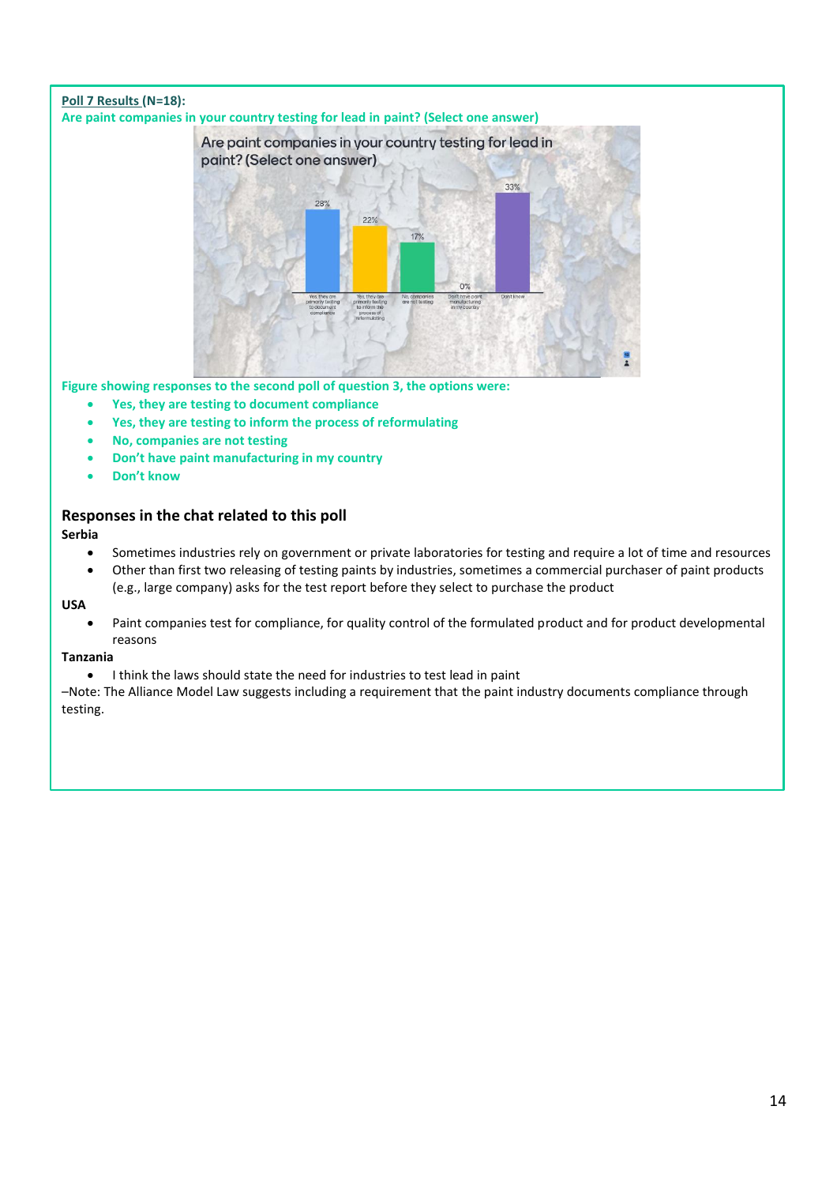**Poll 7 Results (N=18):**

**Are paint companies in your country testing for lead in paint? (Select one answer)**

**Figure showing responses to the second poll of question 3, the options were:**

- **Yes, they are testing to document compliance**
- **Yes, they are testing to inform the process of reformulating**
- **No, companies are not testing**
- **Don't have paint manufacturing in my country**
- **Don't know**

## Responses in the chat related to this poll

**Serbia**

- Sometimes industries rely on government or private laboratories for testing and require a lot of time and resources
- Other than first two releasing of testing paints by industries, sometimes a commercial purchaser of paint products (e.g., large company) asks for the test report before they select to purchase the product

**USA**

- Paint companies test for compliance, for quality control of the formulated product and for product developmental reasons

**Tanzania**

- I think the laws should state the need for industries to test lead in paint

–Note: The Alliance Model Law suggests including a requirement that the paint industry documents compliance through testing.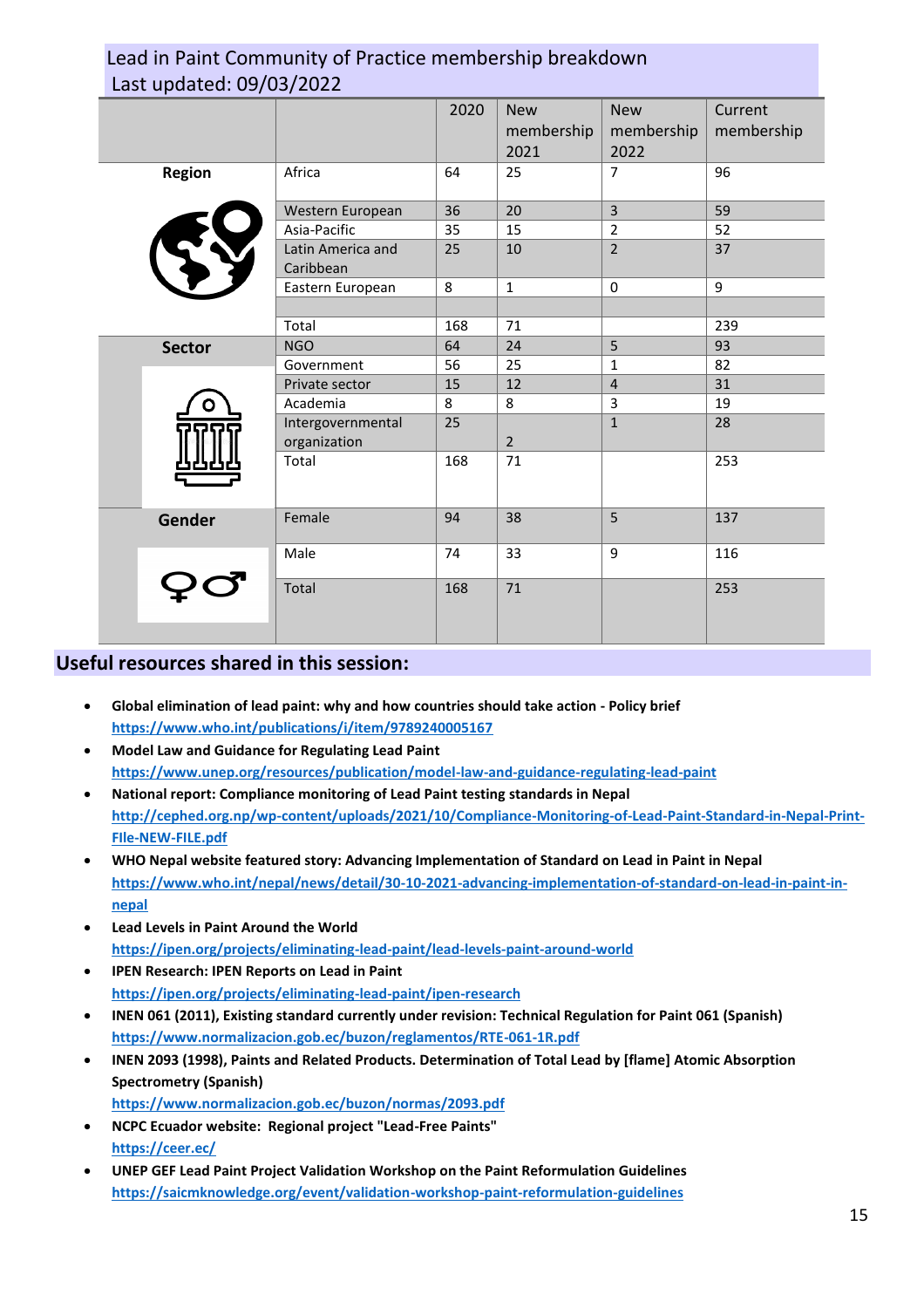## Lead in Paint Community of Practice membership breakdown
Last updated: 09/03/2022

| | | 2020 | New membership 2021 | New membership 2022 | Current membership |
|---|---|---|---|---|---|
| **Region** | Africa | 64 | 25 | 7 | 96 |
| | Western European | 36 | 20 | 3 | 59 |
| | Asia-Pacific | 35 | 15 | 2 | 52 |
| | Latin America and Caribbean | 25 | 10 | 2 | 37 |
| | Eastern European | 8 | 1 | 0 | 9 |
| | | | | | |
| | Total | 168 | 71 | | 239 |
| **Sector** | NGO | 64 | 24 | 5 | 93 |
| | Government | 56 | 25 | 1 | 82 |
| | Private sector | 15 | 12 | 4 | 31 |
| | Academia | 8 | 8 | 3 | 19 |
| | Intergovernmental organization | 25 | 2 | 1 | 28 |
| | Total | 168 | 71 | | 253 |
| **Gender** | Female | 94 | 38 | 5 | 137 |
| | Male | 74 | 33 | 9 | 116 |
| | Total | 168 | 71 | | 253 |

## Useful resources shared in this session:

- **Global elimination of lead paint: why and how countries should take action - Policy brief**
  https://www.who.int/publications/i/item/9789240005167
- **Model Law and Guidance for Regulating Lead Paint**
  https://www.unep.org/resources/publication/model-law-and-guidance-regulating-lead-paint
- **National report: Compliance monitoring of Lead Paint testing standards in Nepal**
  http://cephed.org.np/wp-content/uploads/2021/10/Compliance-Monitoring-of-Lead-Paint-Standard-in-Nepal-Print-FIle-NEW-FILE.pdf
- **WHO Nepal website featured story: Advancing Implementation of Standard on Lead in Paint in Nepal**
  https://www.who.int/nepal/news/detail/30-10-2021-advancing-implementation-of-standard-on-lead-in-paint-in-nepal
- **Lead Levels in Paint Around the World**
  https://ipen.org/projects/eliminating-lead-paint/lead-levels-paint-around-world
- **IPEN Research: IPEN Reports on Lead in Paint**
  https://ipen.org/projects/eliminating-lead-paint/ipen-research
- **INEN 061 (2011), Existing standard currently under revision: Technical Regulation for Paint 061 (Spanish)**
  https://www.normalizacion.gob.ec/buzon/reglamentos/RTE-061-1R.pdf
- **INEN 2093 (1998), Paints and Related Products. Determination of Total Lead by [flame] Atomic Absorption Spectrometry (Spanish)**
  https://www.normalizacion.gob.ec/buzon/normas/2093.pdf
- **NCPC Ecuador website: Regional project "Lead-Free Paints"**
  https://ceer.ec/
- **UNEP GEF Lead Paint Project Validation Workshop on the Paint Reformulation Guidelines**
  https://saicmknowledge.org/event/validation-workshop-paint-reformulation-guidelines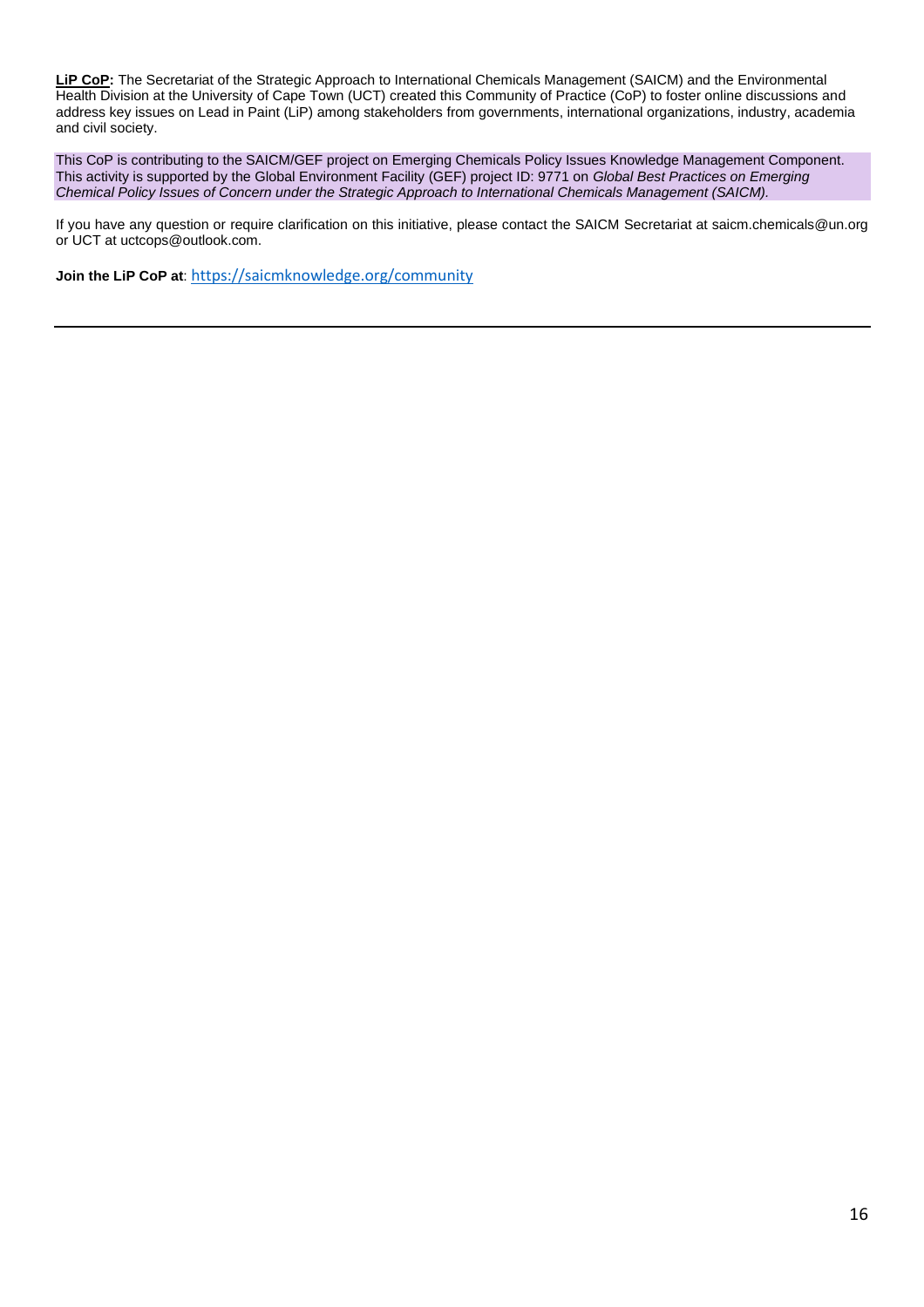**LiP CoP:** The Secretariat of the Strategic Approach to International Chemicals Management (SAICM) and the Environmental Health Division at the University of Cape Town (UCT) created this Community of Practice (CoP) to foster online discussions and address key issues on Lead in Paint (LiP) among stakeholders from governments, international organizations, industry, academia and civil society.

This CoP is contributing to the SAICM/GEF project on Emerging Chemicals Policy Issues Knowledge Management Component. This activity is supported by the Global Environment Facility (GEF) project ID: 9771 on *Global Best Practices on Emerging Chemical Policy Issues of Concern under the Strategic Approach to International Chemicals Management (SAICM).*

If you have any question or require clarification on this initiative, please contact the SAICM Secretariat at saicm.chemicals@un.org or UCT at uctcops@outlook.com.

**Join the LiP CoP at**: https://saicmknowledge.org/community

---